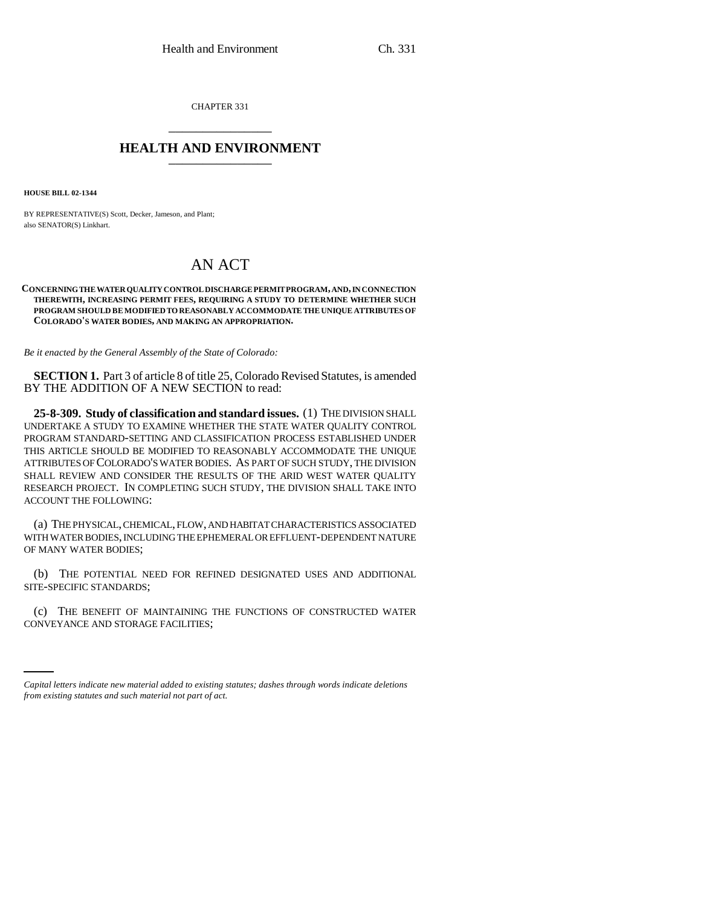CHAPTER 331

# HEALTH AND ENVIRONMENT

**HOUSE BILL 02-1344**

BY REPRESENTATIVE(S) Scott, Decker, Jameson, and Plant;
also SENATOR(S) Linkhart.

# AN ACT

**CONCERNING THE WATER QUALITY CONTROL DISCHARGE PERMIT PROGRAM, AND, IN CONNECTION THEREWITH, INCREASING PERMIT FEES, REQUIRING A STUDY TO DETERMINE WHETHER SUCH PROGRAM SHOULD BE MODIFIED TO REASONABLY ACCOMMODATE THE UNIQUE ATTRIBUTES OF COLORADO'S WATER BODIES, AND MAKING AN APPROPRIATION.**

*Be it enacted by the General Assembly of the State of Colorado:*

**SECTION 1.** Part 3 of article 8 of title 25, Colorado Revised Statutes, is amended BY THE ADDITION OF A NEW SECTION to read:

**25-8-309. Study of classification and standard issues.** (1) THE DIVISION SHALL UNDERTAKE A STUDY TO EXAMINE WHETHER THE STATE WATER QUALITY CONTROL PROGRAM STANDARD-SETTING AND CLASSIFICATION PROCESS ESTABLISHED UNDER THIS ARTICLE SHOULD BE MODIFIED TO REASONABLY ACCOMMODATE THE UNIQUE ATTRIBUTES OF COLORADO'S WATER BODIES. AS PART OF SUCH STUDY, THE DIVISION SHALL REVIEW AND CONSIDER THE RESULTS OF THE ARID WEST WATER QUALITY RESEARCH PROJECT. IN COMPLETING SUCH STUDY, THE DIVISION SHALL TAKE INTO ACCOUNT THE FOLLOWING:

(a) THE PHYSICAL, CHEMICAL, FLOW, AND HABITAT CHARACTERISTICS ASSOCIATED WITH WATER BODIES, INCLUDING THE EPHEMERAL OR EFFLUENT-DEPENDENT NATURE OF MANY WATER BODIES;

(b) THE POTENTIAL NEED FOR REFINED DESIGNATED USES AND ADDITIONAL SITE-SPECIFIC STANDARDS;

(c) THE BENEFIT OF MAINTAINING THE FUNCTIONS OF CONSTRUCTED WATER CONVEYANCE AND STORAGE FACILITIES;

*Capital letters indicate new material added to existing statutes; dashes through words indicate deletions from existing statutes and such material not part of act.*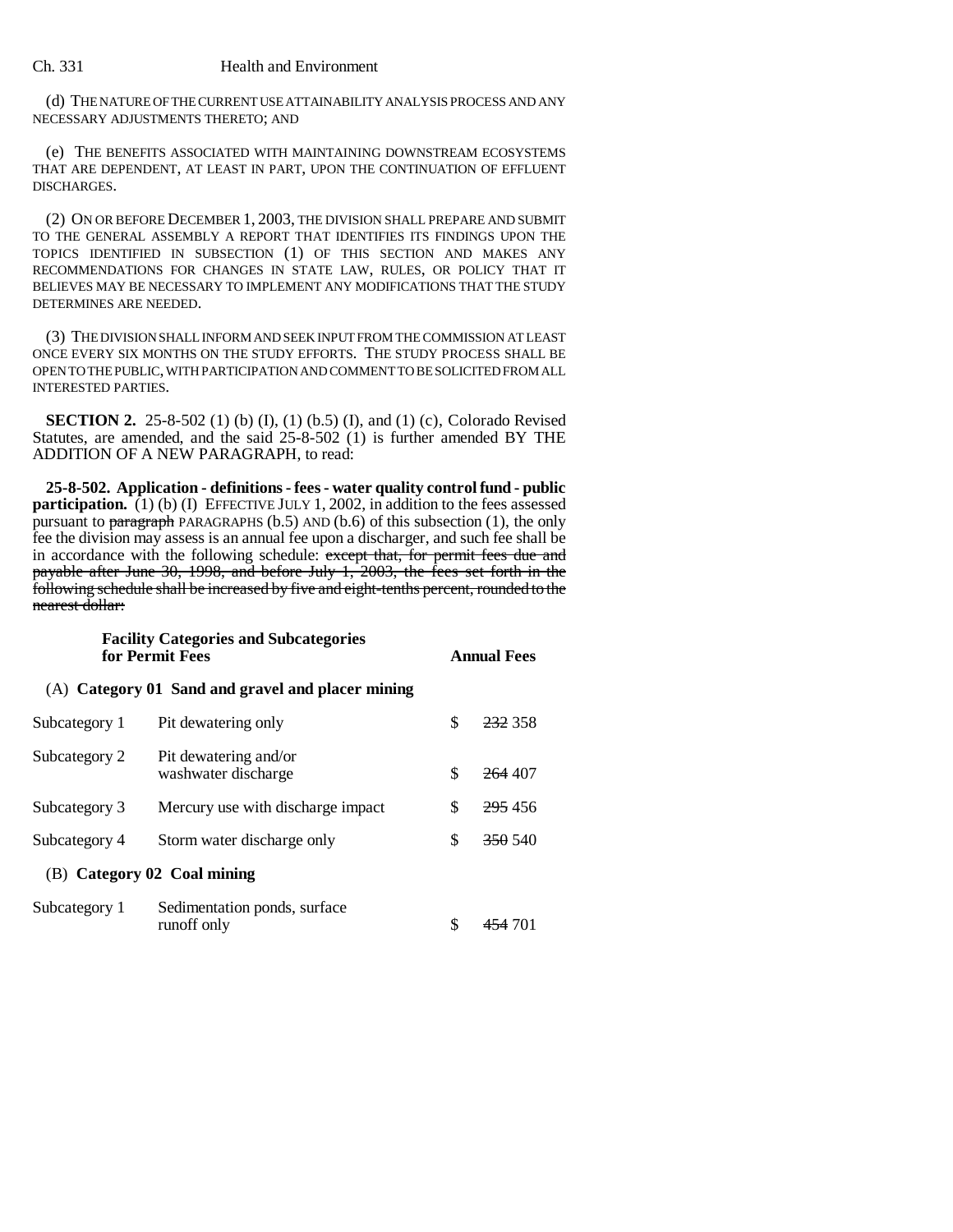(d) THE NATURE OF THE CURRENT USE ATTAINABILITY ANALYSIS PROCESS AND ANY NECESSARY ADJUSTMENTS THERETO; AND

(e) THE BENEFITS ASSOCIATED WITH MAINTAINING DOWNSTREAM ECOSYSTEMS THAT ARE DEPENDENT, AT LEAST IN PART, UPON THE CONTINUATION OF EFFLUENT DISCHARGES.

(2) ON OR BEFORE DECEMBER 1, 2003, THE DIVISION SHALL PREPARE AND SUBMIT TO THE GENERAL ASSEMBLY A REPORT THAT IDENTIFIES ITS FINDINGS UPON THE TOPICS IDENTIFIED IN SUBSECTION (1) OF THIS SECTION AND MAKES ANY RECOMMENDATIONS FOR CHANGES IN STATE LAW, RULES, OR POLICY THAT IT BELIEVES MAY BE NECESSARY TO IMPLEMENT ANY MODIFICATIONS THAT THE STUDY DETERMINES ARE NEEDED.

(3) THE DIVISION SHALL INFORM AND SEEK INPUT FROM THE COMMISSION AT LEAST ONCE EVERY SIX MONTHS ON THE STUDY EFFORTS. THE STUDY PROCESS SHALL BE OPEN TO THE PUBLIC, WITH PARTICIPATION AND COMMENT TO BE SOLICITED FROM ALL INTERESTED PARTIES.

**SECTION 2.** 25-8-502 (1) (b) (I), (1) (b.5) (I), and (1) (c), Colorado Revised Statutes, are amended, and the said 25-8-502 (1) is further amended BY THE ADDITION OF A NEW PARAGRAPH, to read:

**25-8-502. Application - definitions - fees - water quality control fund - public participation.** (1) (b) (I) EFFECTIVE JULY 1, 2002, in addition to the fees assessed pursuant to ~~paragraph~~ PARAGRAPHS (b.5) AND (b.6) of this subsection (1), the only fee the division may assess is an annual fee upon a discharger, and such fee shall be in accordance with the following schedule: ~~except that, for permit fees due and payable after June 30, 1998, and before July 1, 2003, the fees set forth in the following schedule shall be increased by five and eight-tenths percent, rounded to the nearest dollar:~~

| **Facility Categories and Subcategories for Permit Fees** | | | **Annual Fees** |
|---|---|---|---|
| (A) **Category 01 Sand and gravel and placer mining** | | | |
| Subcategory 1 | Pit dewatering only | $ | ~~232~~ 358 |
| Subcategory 2 | Pit dewatering and/or washwater discharge | $ | ~~264~~ 407 |
| Subcategory 3 | Mercury use with discharge impact | $ | ~~295~~ 456 |
| Subcategory 4 | Storm water discharge only | $ | ~~350~~ 540 |
| (B) **Category 02 Coal mining** | | | |
| Subcategory 1 | Sedimentation ponds, surface runoff only | $ | ~~454~~ 701 |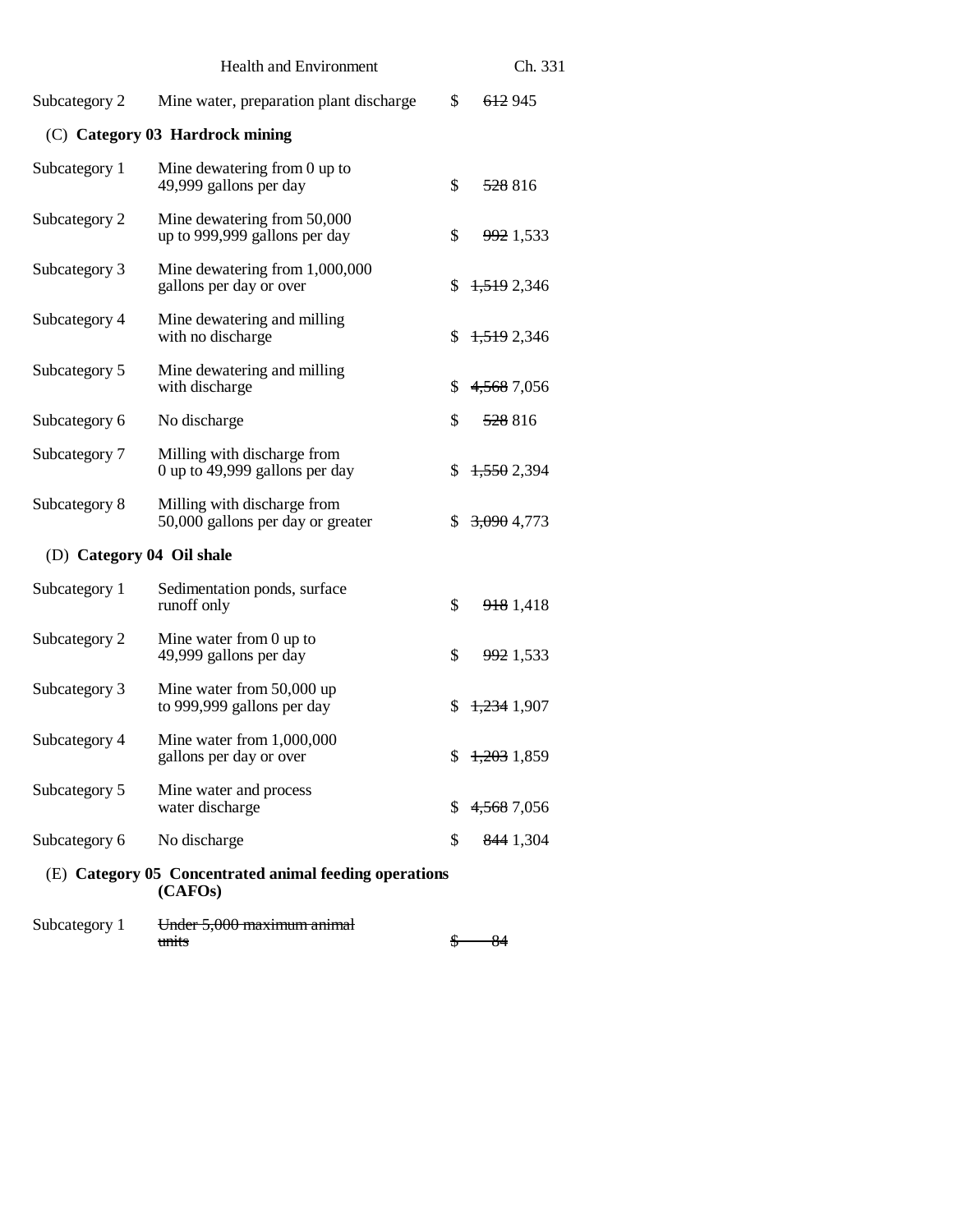| | | | |
|---|---|---|---|
| Subcategory 2 | Mine water, preparation plant discharge | $ | ~~612~~ 945 |

(C) **Category 03 Hardrock mining**

| | | | |
|---|---|---|---|
| Subcategory 1 | Mine dewatering from 0 up to 49,999 gallons per day | $ | ~~528~~ 816 |
| Subcategory 2 | Mine dewatering from 50,000 up to 999,999 gallons per day | $ | ~~992~~ 1,533 |
| Subcategory 3 | Mine dewatering from 1,000,000 gallons per day or over | $ | ~~1,519~~ 2,346 |
| Subcategory 4 | Mine dewatering and milling with no discharge | $ | ~~1,519~~ 2,346 |
| Subcategory 5 | Mine dewatering and milling with discharge | $ | ~~4,568~~ 7,056 |
| Subcategory 6 | No discharge | $ | ~~528~~ 816 |
| Subcategory 7 | Milling with discharge from 0 up to 49,999 gallons per day | $ | ~~1,550~~ 2,394 |
| Subcategory 8 | Milling with discharge from 50,000 gallons per day or greater | $ | ~~3,090~~ 4,773 |

(D) **Category 04 Oil shale**

| | | | |
|---|---|---|---|
| Subcategory 1 | Sedimentation ponds, surface runoff only | $ | ~~918~~ 1,418 |
| Subcategory 2 | Mine water from 0 up to 49,999 gallons per day | $ | ~~992~~ 1,533 |
| Subcategory 3 | Mine water from 50,000 up to 999,999 gallons per day | $ | ~~1,234~~ 1,907 |
| Subcategory 4 | Mine water from 1,000,000 gallons per day or over | $ | ~~1,203~~ 1,859 |
| Subcategory 5 | Mine water and process water discharge | $ | ~~4,568~~ 7,056 |
| Subcategory 6 | No discharge | $ | ~~844~~ 1,304 |

(E) **Category 05 Concentrated animal feeding operations (CAFOs)**

| | | | |
|---|---|---|---|
| Subcategory 1 | ~~Under 5,000 maximum animal units~~ | ~~$~~ | ~~84~~ |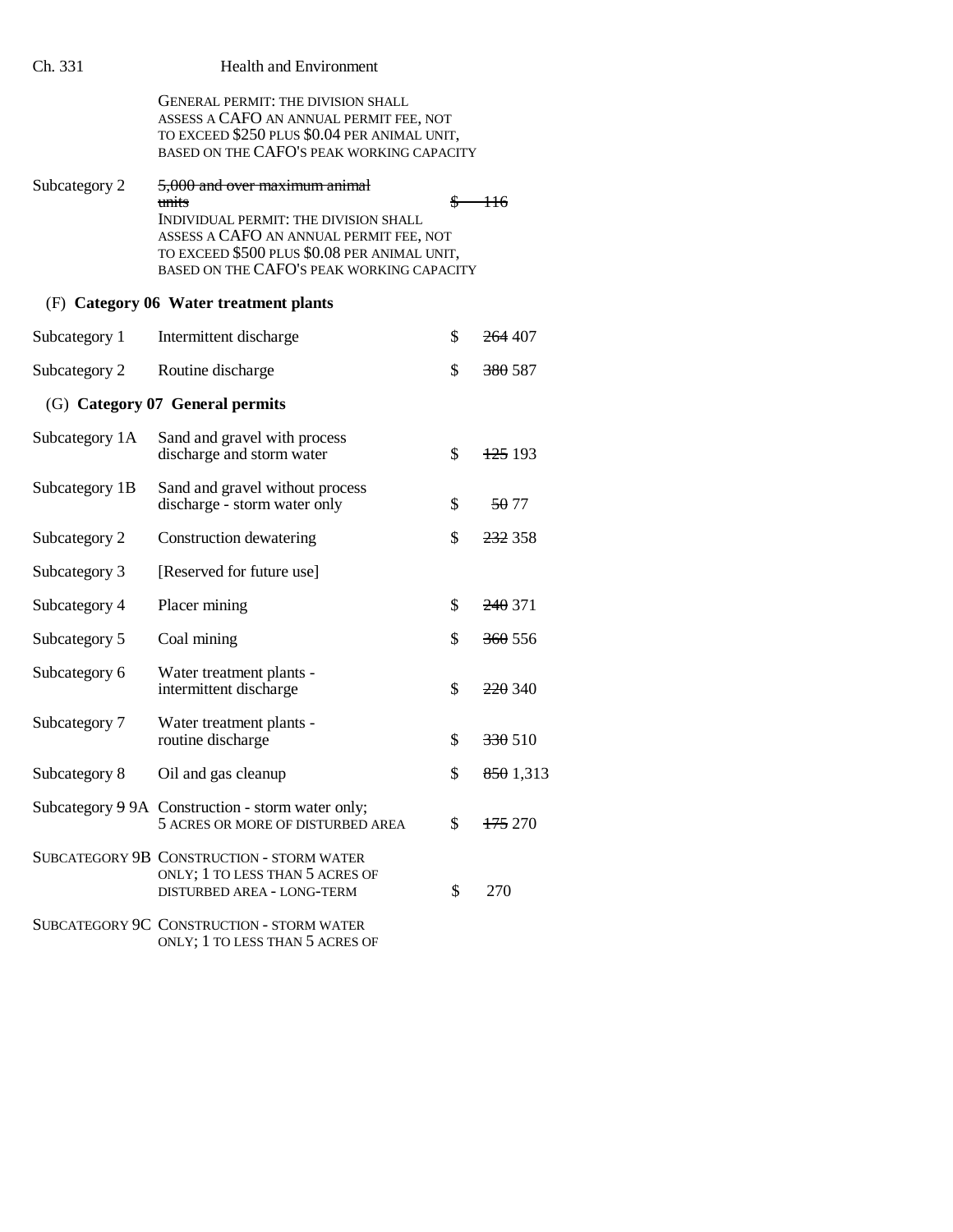| | | | |
|---|---|---|---|
| | GENERAL PERMIT: THE DIVISION SHALL ASSESS A CAFO AN ANNUAL PERMIT FEE, NOT TO EXCEED \$250 PLUS \$0.04 PER ANIMAL UNIT, BASED ON THE CAFO'S PEAK WORKING CAPACITY | | |
| Subcategory 2 | ~~5,000 and over maximum animal units~~ INDIVIDUAL PERMIT: THE DIVISION SHALL ASSESS A CAFO AN ANNUAL PERMIT FEE, NOT TO EXCEED \$500 PLUS \$0.08 PER ANIMAL UNIT, BASED ON THE CAFO'S PEAK WORKING CAPACITY | ~~\$~~ | ~~116~~ |

(F) **Category 06 Water treatment plants**

| | | | |
|---|---|---|---|
| Subcategory 1 | Intermittent discharge | \$ | ~~264~~ 407 |
| Subcategory 2 | Routine discharge | \$ | ~~380~~ 587 |

(G) **Category 07 General permits**

| | | | |
|---|---|---|---|
| Subcategory 1A | Sand and gravel with process discharge and storm water | \$ | ~~125~~ 193 |
| Subcategory 1B | Sand and gravel without process discharge - storm water only | \$ | ~~50~~ 77 |
| Subcategory 2 | Construction dewatering | \$ | ~~232~~ 358 |
| Subcategory 3 | [Reserved for future use] | | |
| Subcategory 4 | Placer mining | \$ | ~~240~~ 371 |
| Subcategory 5 | Coal mining | \$ | ~~360~~ 556 |
| Subcategory 6 | Water treatment plants - intermittent discharge | \$ | ~~220~~ 340 |
| Subcategory 7 | Water treatment plants - routine discharge | \$ | ~~330~~ 510 |
| Subcategory 8 | Oil and gas cleanup | \$ | ~~850~~ 1,313 |
| Subcategory ~~9~~ 9A | Construction - storm water only; 5 ACRES OR MORE OF DISTURBED AREA | \$ | ~~175~~ 270 |
| SUBCATEGORY 9B | CONSTRUCTION - STORM WATER ONLY; 1 TO LESS THAN 5 ACRES OF DISTURBED AREA - LONG-TERM | \$ | 270 |
| SUBCATEGORY 9C | CONSTRUCTION - STORM WATER ONLY; 1 TO LESS THAN 5 ACRES OF | | |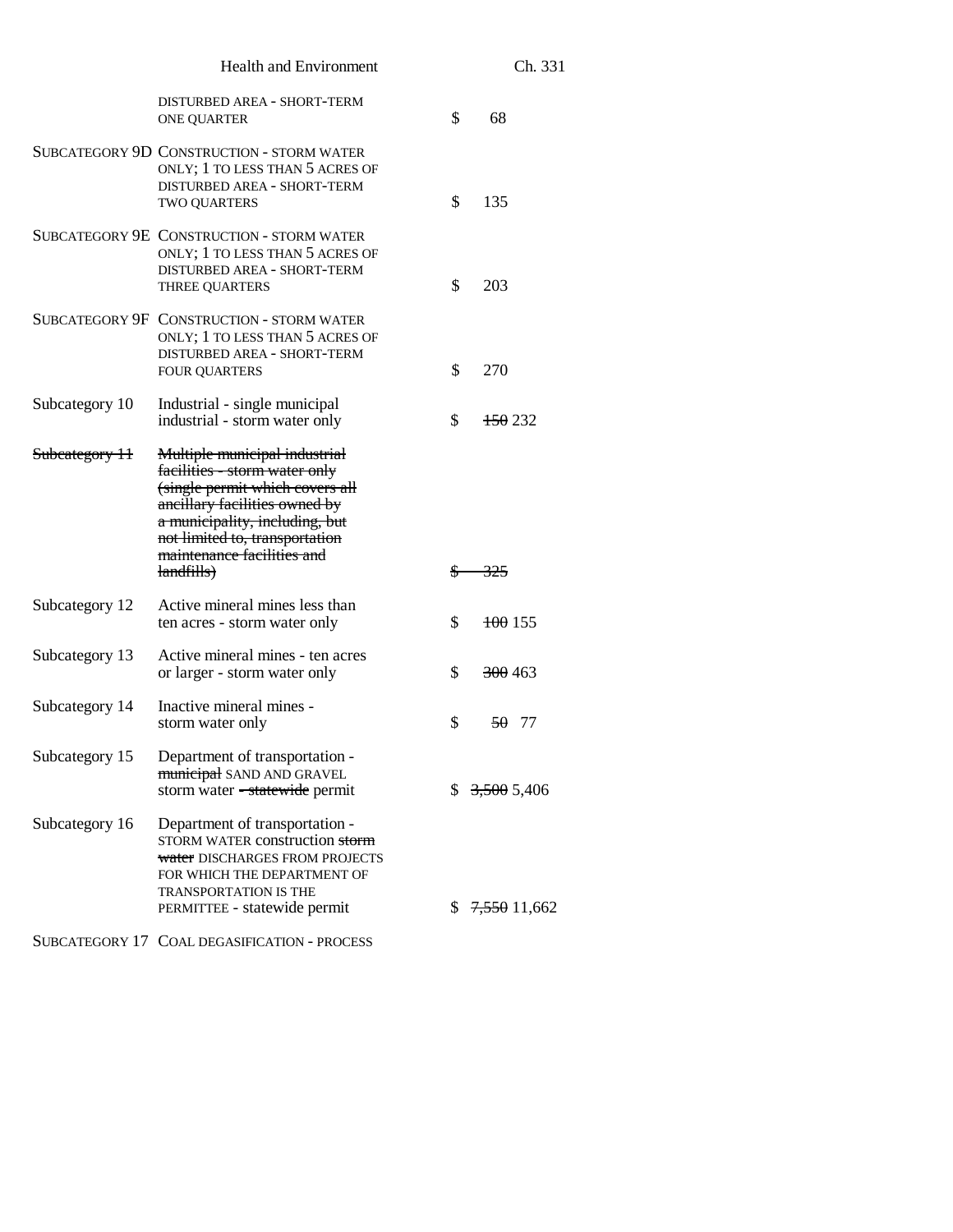| | | | |
|---|---|---|---|
| | DISTURBED AREA - SHORT-TERM ONE QUARTER | $ | 68 |
| SUBCATEGORY 9D | CONSTRUCTION - STORM WATER ONLY; 1 TO LESS THAN 5 ACRES OF DISTURBED AREA - SHORT-TERM TWO QUARTERS | $ | 135 |
| SUBCATEGORY 9E | CONSTRUCTION - STORM WATER ONLY; 1 TO LESS THAN 5 ACRES OF DISTURBED AREA - SHORT-TERM THREE QUARTERS | $ | 203 |
| SUBCATEGORY 9F | CONSTRUCTION - STORM WATER ONLY; 1 TO LESS THAN 5 ACRES OF DISTURBED AREA - SHORT-TERM FOUR QUARTERS | $ | 270 |
| Subcategory 10 | Industrial - single municipal industrial - storm water only | $ | ~~150~~ 232 |
| ~~Subcategory 11~~ | ~~Multiple municipal industrial facilities - storm water only (single permit which covers all ancillary facilities owned by a municipality, including, but not limited to, transportation maintenance facilities and landfills)~~ | ~~$~~ | ~~325~~ |
| Subcategory 12 | Active mineral mines less than ten acres - storm water only | $ | ~~100~~ 155 |
| Subcategory 13 | Active mineral mines - ten acres or larger - storm water only | $ | ~~300~~ 463 |
| Subcategory 14 | Inactive mineral mines - storm water only | $ | ~~50~~ 77 |
| Subcategory 15 | Department of transportation - ~~municipal~~ SAND AND GRAVEL storm water ~~- statewide~~ permit | $ | ~~3,500~~ 5,406 |
| Subcategory 16 | Department of transportation - STORM WATER construction ~~storm water~~ DISCHARGES FROM PROJECTS FOR WHICH THE DEPARTMENT OF TRANSPORTATION IS THE PERMITTEE - statewide permit | $ | ~~7,550~~ 11,662 |
| SUBCATEGORY 17 | COAL DEGASIFICATION - PROCESS | | |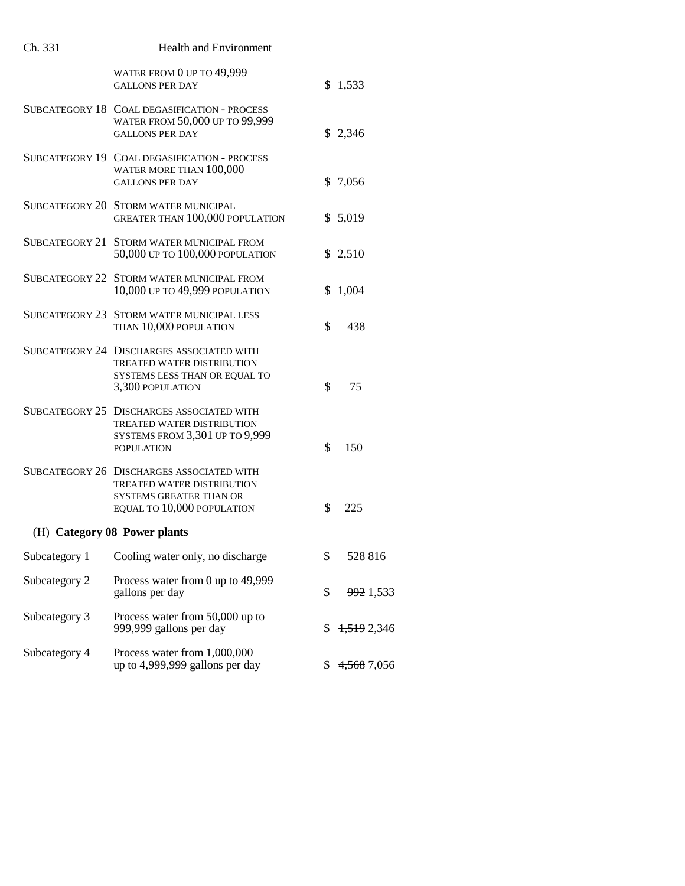| | | |
|---|---|---|
| | WATER FROM 0 UP TO 49,999 GALLONS PER DAY | $ 1,533 |
| SUBCATEGORY 18 | COAL DEGASIFICATION - PROCESS WATER FROM 50,000 UP TO 99,999 GALLONS PER DAY | $ 2,346 |
| SUBCATEGORY 19 | COAL DEGASIFICATION - PROCESS WATER MORE THAN 100,000 GALLONS PER DAY | $ 7,056 |
| SUBCATEGORY 20 | STORM WATER MUNICIPAL GREATER THAN 100,000 POPULATION | $ 5,019 |
| SUBCATEGORY 21 | STORM WATER MUNICIPAL FROM 50,000 UP TO 100,000 POPULATION | $ 2,510 |
| SUBCATEGORY 22 | STORM WATER MUNICIPAL FROM 10,000 UP TO 49,999 POPULATION | $ 1,004 |
| SUBCATEGORY 23 | STORM WATER MUNICIPAL LESS THAN 10,000 POPULATION | $ 438 |
| SUBCATEGORY 24 | DISCHARGES ASSOCIATED WITH TREATED WATER DISTRIBUTION SYSTEMS LESS THAN OR EQUAL TO 3,300 POPULATION | $ 75 |
| SUBCATEGORY 25 | DISCHARGES ASSOCIATED WITH TREATED WATER DISTRIBUTION SYSTEMS FROM 3,301 UP TO 9,999 POPULATION | $ 150 |
| SUBCATEGORY 26 | DISCHARGES ASSOCIATED WITH TREATED WATER DISTRIBUTION SYSTEMS GREATER THAN OR EQUAL TO 10,000 POPULATION | $ 225 |

(H) **Category 08 Power plants**

| | | |
|---|---|---|
| Subcategory 1 | Cooling water only, no discharge | $ ~~528~~ 816 |
| Subcategory 2 | Process water from 0 up to 49,999 gallons per day | $ ~~992~~ 1,533 |
| Subcategory 3 | Process water from 50,000 up to 999,999 gallons per day | $ ~~1,519~~ 2,346 |
| Subcategory 4 | Process water from 1,000,000 up to 4,999,999 gallons per day | $ ~~4,568~~ 7,056 |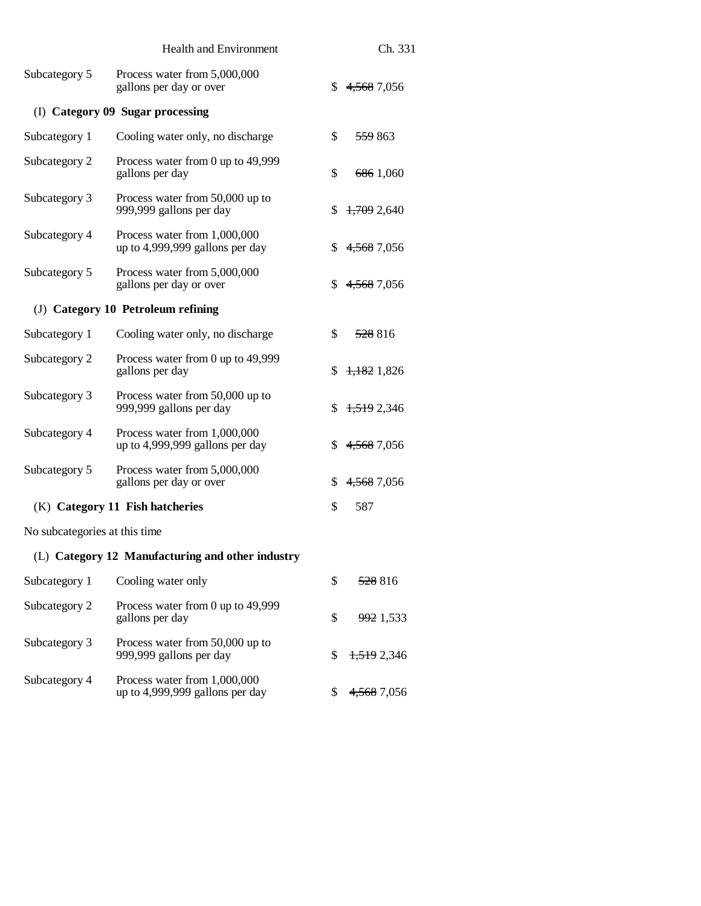| | | |
|---|---|---|
| Subcategory 5 | Process water from 5,000,000 gallons per day or over | $ ~~4,568~~ 7,056 |

(I) **Category 09 Sugar processing**

| | | |
|---|---|---|
| Subcategory 1 | Cooling water only, no discharge | $ ~~559~~ 863 |
| Subcategory 2 | Process water from 0 up to 49,999 gallons per day | $ ~~686~~ 1,060 |
| Subcategory 3 | Process water from 50,000 up to 999,999 gallons per day | $ ~~1,709~~ 2,640 |
| Subcategory 4 | Process water from 1,000,000 up to 4,999,999 gallons per day | $ ~~4,568~~ 7,056 |
| Subcategory 5 | Process water from 5,000,000 gallons per day or over | $ ~~4,568~~ 7,056 |

(J) **Category 10 Petroleum refining**

| | | |
|---|---|---|
| Subcategory 1 | Cooling water only, no discharge | $ ~~528~~ 816 |
| Subcategory 2 | Process water from 0 up to 49,999 gallons per day | $ ~~1,182~~ 1,826 |
| Subcategory 3 | Process water from 50,000 up to 999,999 gallons per day | $ ~~1,519~~ 2,346 |
| Subcategory 4 | Process water from 1,000,000 up to 4,999,999 gallons per day | $ ~~4,568~~ 7,056 |
| Subcategory 5 | Process water from 5,000,000 gallons per day or over | $ ~~4,568~~ 7,056 |

(K) **Category 11 Fish hatcheries** $ 587

No subcategories at this time

(L) **Category 12 Manufacturing and other industry**

| | | |
|---|---|---|
| Subcategory 1 | Cooling water only | $ ~~528~~ 816 |
| Subcategory 2 | Process water from 0 up to 49,999 gallons per day | $ ~~992~~ 1,533 |
| Subcategory 3 | Process water from 50,000 up to 999,999 gallons per day | $ ~~1,519~~ 2,346 |
| Subcategory 4 | Process water from 1,000,000 up to 4,999,999 gallons per day | $ ~~4,568~~ 7,056 |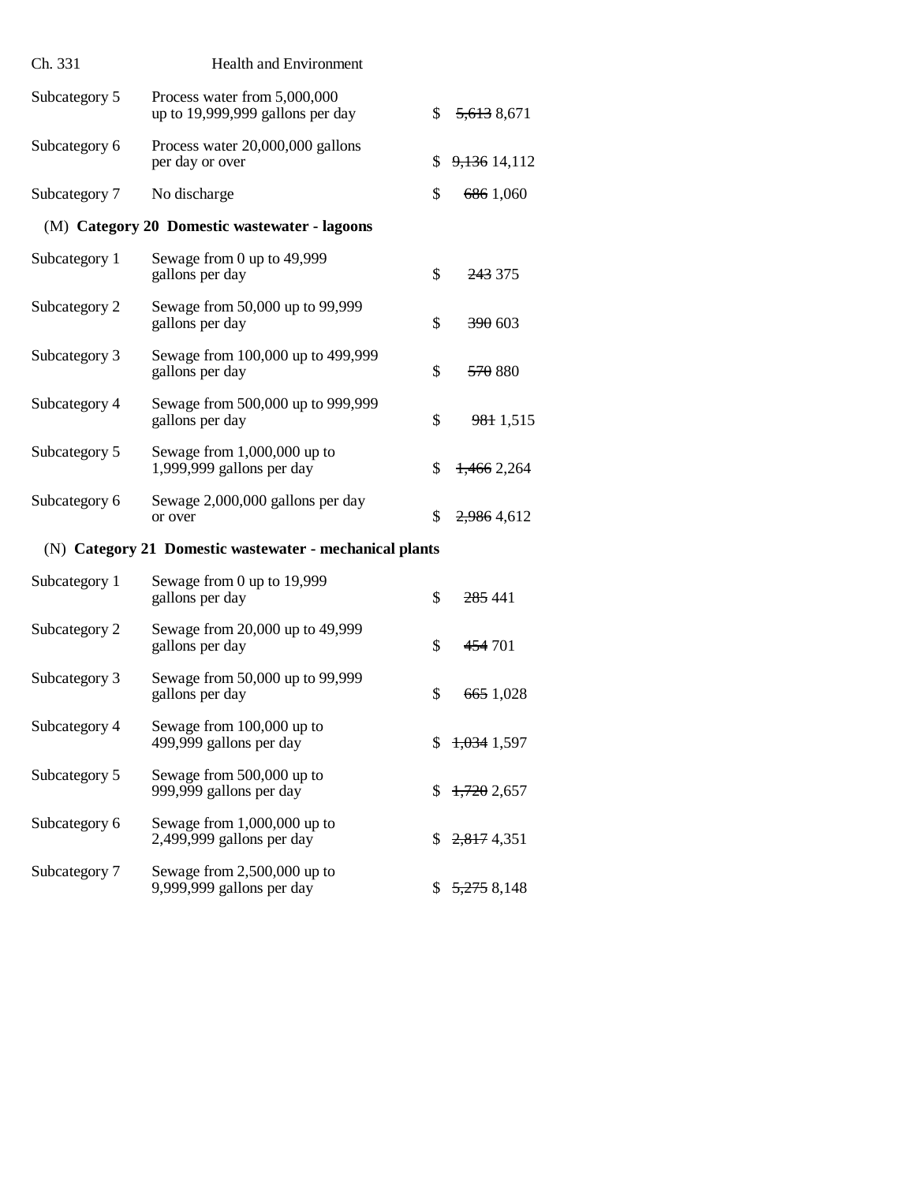| | | | |
|---|---|---|---|
| Subcategory 5 | Process water from 5,000,000 up to 19,999,999 gallons per day | $ | ~~5,613~~ 8,671 |
| Subcategory 6 | Process water 20,000,000 gallons per day or over | $ | ~~9,136~~ 14,112 |
| Subcategory 7 | No discharge | $ | ~~686~~ 1,060 |

(M) **Category 20 Domestic wastewater - lagoons**

| | | | |
|---|---|---|---|
| Subcategory 1 | Sewage from 0 up to 49,999 gallons per day | $ | ~~243~~ 375 |
| Subcategory 2 | Sewage from 50,000 up to 99,999 gallons per day | $ | ~~390~~ 603 |
| Subcategory 3 | Sewage from 100,000 up to 499,999 gallons per day | $ | ~~570~~ 880 |
| Subcategory 4 | Sewage from 500,000 up to 999,999 gallons per day | $ | ~~981~~ 1,515 |
| Subcategory 5 | Sewage from 1,000,000 up to 1,999,999 gallons per day | $ | ~~1,466~~ 2,264 |
| Subcategory 6 | Sewage 2,000,000 gallons per day or over | $ | ~~2,986~~ 4,612 |

(N) **Category 21 Domestic wastewater - mechanical plants**

| | | | |
|---|---|---|---|
| Subcategory 1 | Sewage from 0 up to 19,999 gallons per day | $ | ~~285~~ 441 |
| Subcategory 2 | Sewage from 20,000 up to 49,999 gallons per day | $ | ~~454~~ 701 |
| Subcategory 3 | Sewage from 50,000 up to 99,999 gallons per day | $ | ~~665~~ 1,028 |
| Subcategory 4 | Sewage from 100,000 up to 499,999 gallons per day | $ | ~~1,034~~ 1,597 |
| Subcategory 5 | Sewage from 500,000 up to 999,999 gallons per day | $ | ~~1,720~~ 2,657 |
| Subcategory 6 | Sewage from 1,000,000 up to 2,499,999 gallons per day | $ | ~~2,817~~ 4,351 |
| Subcategory 7 | Sewage from 2,500,000 up to 9,999,999 gallons per day | $ | ~~5,275~~ 8,148 |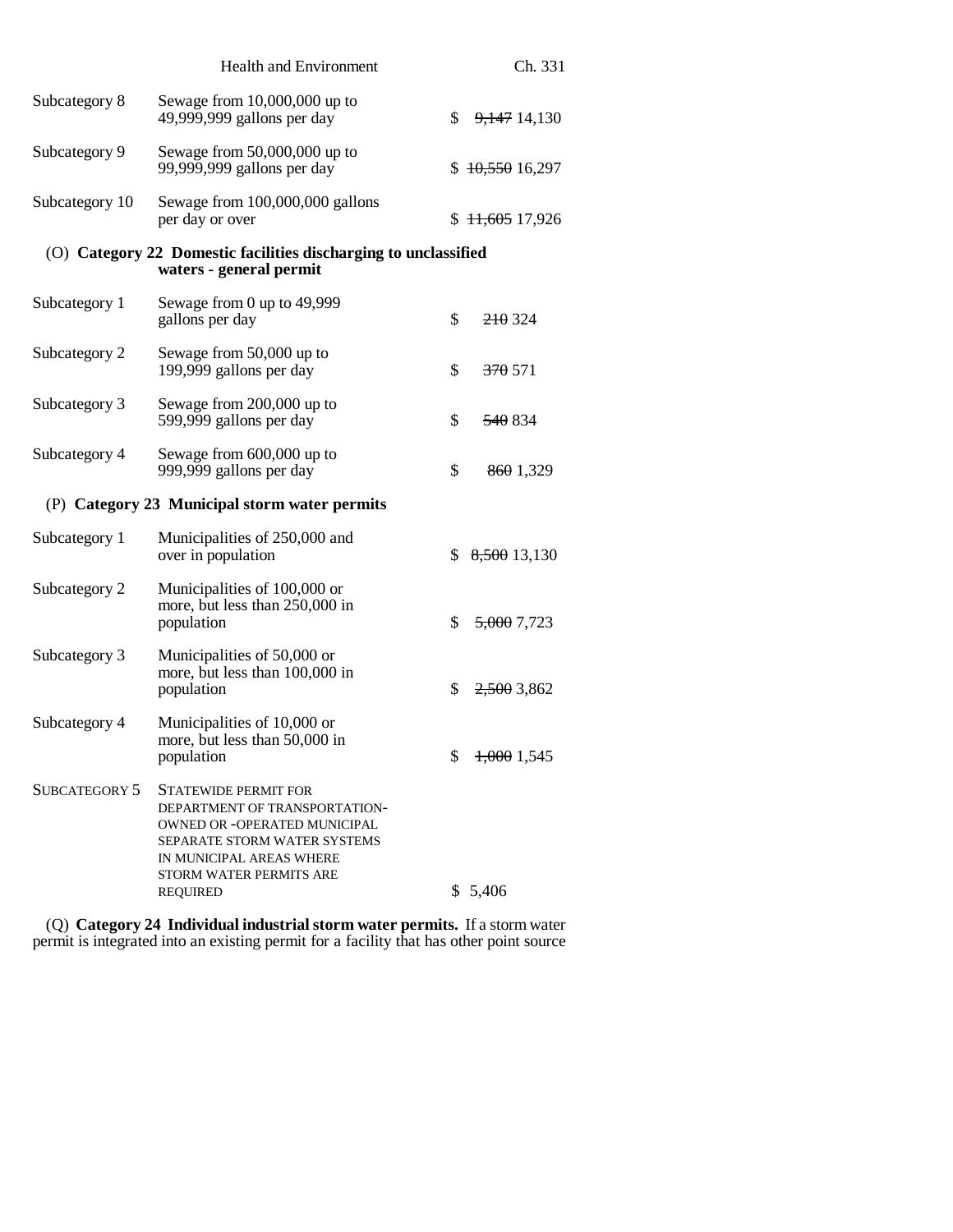| | | |
|---|---|---|
| Subcategory 8 | Sewage from 10,000,000 up to 49,999,999 gallons per day | $ ~~9,147~~ 14,130 |
| Subcategory 9 | Sewage from 50,000,000 up to 99,999,999 gallons per day | $ ~~10,550~~ 16,297 |
| Subcategory 10 | Sewage from 100,000,000 gallons per day or over | $ ~~11,605~~ 17,926 |

(O) **Category 22 Domestic facilities discharging to unclassified waters - general permit**

| | | |
|---|---|---|
| Subcategory 1 | Sewage from 0 up to 49,999 gallons per day | $ ~~210~~ 324 |
| Subcategory 2 | Sewage from 50,000 up to 199,999 gallons per day | $ ~~370~~ 571 |
| Subcategory 3 | Sewage from 200,000 up to 599,999 gallons per day | $ ~~540~~ 834 |
| Subcategory 4 | Sewage from 600,000 up to 999,999 gallons per day | $ ~~860~~ 1,329 |

(P) **Category 23 Municipal storm water permits**

| | | |
|---|---|---|
| Subcategory 1 | Municipalities of 250,000 and over in population | $ ~~8,500~~ 13,130 |
| Subcategory 2 | Municipalities of 100,000 or more, but less than 250,000 in population | $ ~~5,000~~ 7,723 |
| Subcategory 3 | Municipalities of 50,000 or more, but less than 100,000 in population | $ ~~2,500~~ 3,862 |
| Subcategory 4 | Municipalities of 10,000 or more, but less than 50,000 in population | $ ~~1,000~~ 1,545 |
| SUBCATEGORY 5 | STATEWIDE PERMIT FOR DEPARTMENT OF TRANSPORTATION-OWNED OR -OPERATED MUNICIPAL SEPARATE STORM WATER SYSTEMS IN MUNICIPAL AREAS WHERE STORM WATER PERMITS ARE REQUIRED | $ 5,406 |

(Q) **Category 24 Individual industrial storm water permits.** If a storm water permit is integrated into an existing permit for a facility that has other point source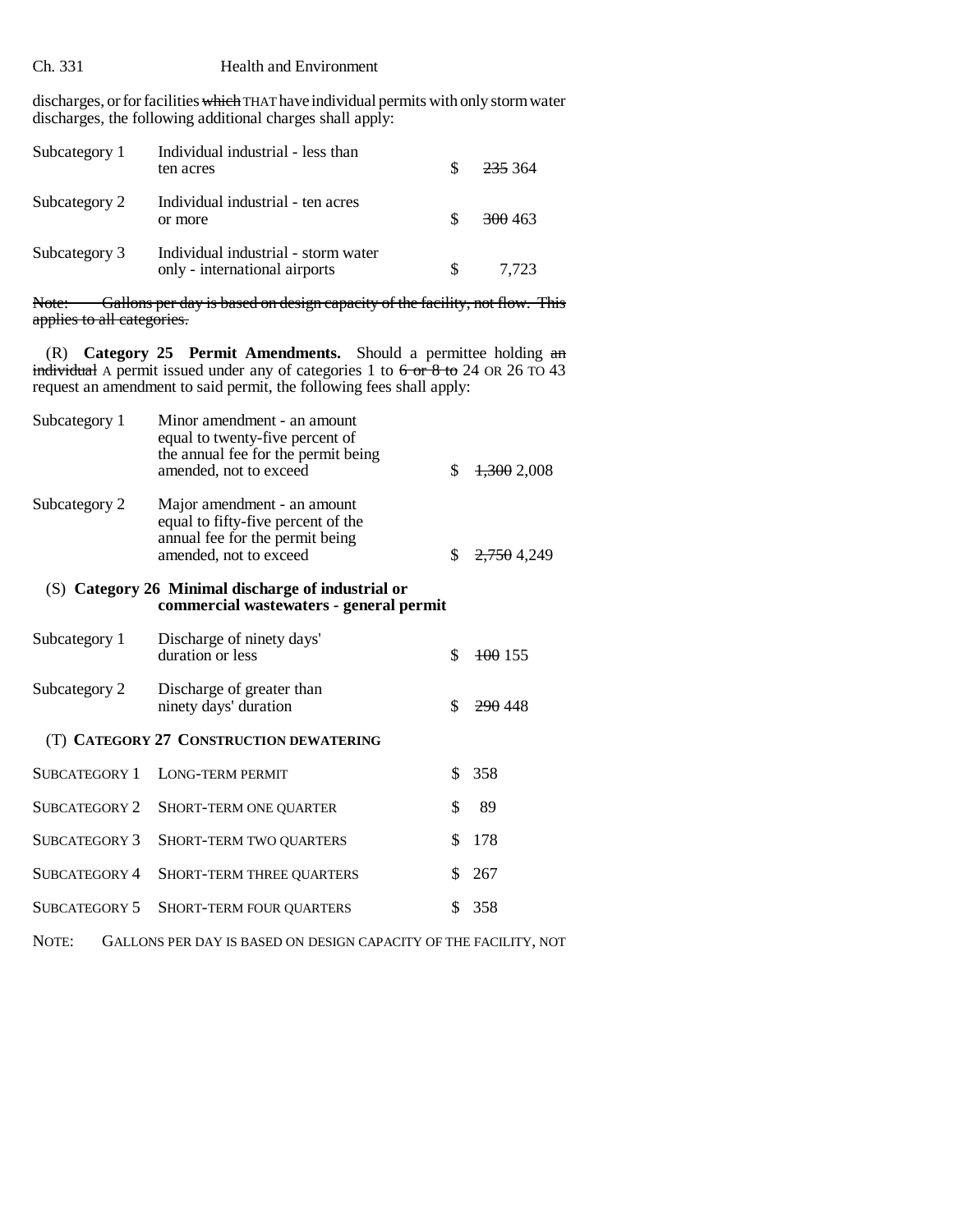discharges, or for facilities ~~which~~ THAT have individual permits with only storm water discharges, the following additional charges shall apply:

| | | | |
|---|---|---|---|
| Subcategory 1 | Individual industrial - less than ten acres | $ | ~~235~~ 364 |
| Subcategory 2 | Individual industrial - ten acres or more | $ | ~~300~~ 463 |
| Subcategory 3 | Individual industrial - storm water only - international airports | $ | 7,723 |

~~Note: Gallons per day is based on design capacity of the facility, not flow. This applies to all categories.~~

(R) **Category 25 Permit Amendments.** Should a permittee holding ~~an individual~~ A permit issued under any of categories 1 to ~~6 or 8 to~~ 24 OR 26 TO 43 request an amendment to said permit, the following fees shall apply:

| | | | |
|---|---|---|---|
| Subcategory 1 | Minor amendment - an amount equal to twenty-five percent of the annual fee for the permit being amended, not to exceed | $ | ~~1,300~~ 2,008 |
| Subcategory 2 | Major amendment - an amount equal to fifty-five percent of the annual fee for the permit being amended, not to exceed | $ | ~~2,750~~ 4,249 |

(S) **Category 26 Minimal discharge of industrial or commercial wastewaters - general permit**

| | | | |
|---|---|---|---|
| Subcategory 1 | Discharge of ninety days' duration or less | $ | ~~100~~ 155 |
| Subcategory 2 | Discharge of greater than ninety days' duration | $ | ~~290~~ 448 |

(T) **CATEGORY 27 CONSTRUCTION DEWATERING**

| | | | |
|---|---|---|---|
| SUBCATEGORY 1 | LONG-TERM PERMIT | $ | 358 |
| SUBCATEGORY 2 | SHORT-TERM ONE QUARTER | $ | 89 |
| SUBCATEGORY 3 | SHORT-TERM TWO QUARTERS | $ | 178 |
| SUBCATEGORY 4 | SHORT-TERM THREE QUARTERS | $ | 267 |
| SUBCATEGORY 5 | SHORT-TERM FOUR QUARTERS | $ | 358 |

NOTE: GALLONS PER DAY IS BASED ON DESIGN CAPACITY OF THE FACILITY, NOT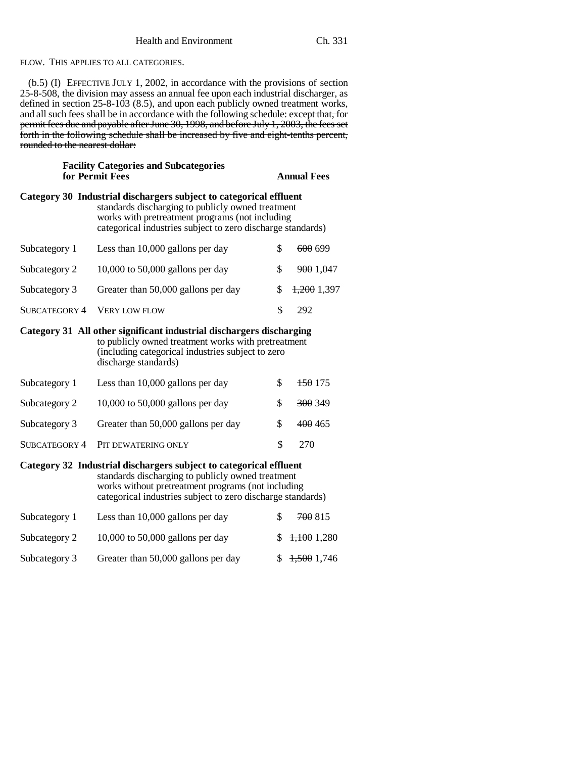FLOW. THIS APPLIES TO ALL CATEGORIES.

(b.5) (I) EFFECTIVE JULY 1, 2002, in accordance with the provisions of section 25-8-508, the division may assess an annual fee upon each industrial discharger, as defined in section 25-8-103 (8.5), and upon each publicly owned treatment works, and all such fees shall be in accordance with the following schedule: ~~except that, for permit fees due and payable after June 30, 1998, and before July 1, 2003, the fees set forth in the following schedule shall be increased by five and eight-tenths percent, rounded to the nearest dollar:~~

| **Facility Categories and Subcategories for Permit Fees** | | **Annual Fees** |
|---|---|---|
| **Category 30** | **Industrial dischargers subject to categorical effluent** standards discharging to publicly owned treatment works with pretreatment programs (not including categorical industries subject to zero discharge standards) | |
| Subcategory 1 | Less than 10,000 gallons per day | $ ~~600~~ 699 |
| Subcategory 2 | 10,000 to 50,000 gallons per day | $ ~~900~~ 1,047 |
| Subcategory 3 | Greater than 50,000 gallons per day | $ ~~1,200~~ 1,397 |
| SUBCATEGORY 4 | VERY LOW FLOW | $ 292 |
| **Category 31** | **All other significant industrial dischargers discharging** to publicly owned treatment works with pretreatment (including categorical industries subject to zero discharge standards) | |
| Subcategory 1 | Less than 10,000 gallons per day | $ ~~150~~ 175 |
| Subcategory 2 | 10,000 to 50,000 gallons per day | $ ~~300~~ 349 |
| Subcategory 3 | Greater than 50,000 gallons per day | $ ~~400~~ 465 |
| SUBCATEGORY 4 | PIT DEWATERING ONLY | $ 270 |
| **Category 32** | **Industrial dischargers subject to categorical effluent** standards discharging to publicly owned treatment works without pretreatment programs (not including categorical industries subject to zero discharge standards) | |
| Subcategory 1 | Less than 10,000 gallons per day | $ ~~700~~ 815 |
| Subcategory 2 | 10,000 to 50,000 gallons per day | $ ~~1,100~~ 1,280 |
| Subcategory 3 | Greater than 50,000 gallons per day | $ ~~1,500~~ 1,746 |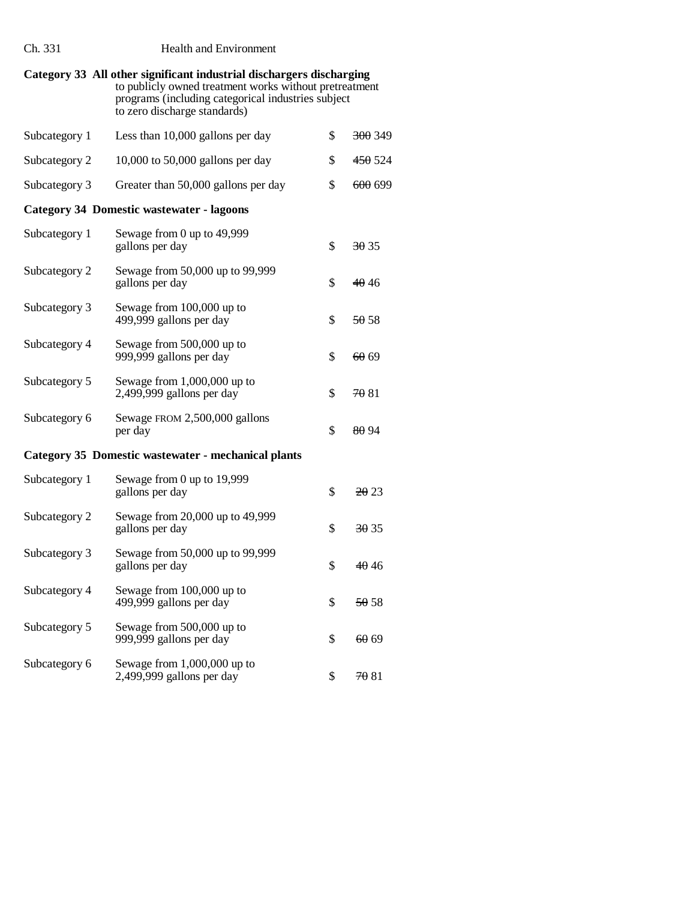**Category 33 All other significant industrial dischargers discharging** to publicly owned treatment works without pretreatment programs (including categorical industries subject to zero discharge standards)

| | | | |
|---|---|---|---|
| Subcategory 1 | Less than 10,000 gallons per day | $ | ~~300~~ 349 |
| Subcategory 2 | 10,000 to 50,000 gallons per day | $ | ~~450~~ 524 |
| Subcategory 3 | Greater than 50,000 gallons per day | $ | ~~600~~ 699 |

**Category 34 Domestic wastewater - lagoons**

| | | | |
|---|---|---|---|
| Subcategory 1 | Sewage from 0 up to 49,999 gallons per day | $ | ~~30~~ 35 |
| Subcategory 2 | Sewage from 50,000 up to 99,999 gallons per day | $ | ~~40~~ 46 |
| Subcategory 3 | Sewage from 100,000 up to 499,999 gallons per day | $ | ~~50~~ 58 |
| Subcategory 4 | Sewage from 500,000 up to 999,999 gallons per day | $ | ~~60~~ 69 |
| Subcategory 5 | Sewage from 1,000,000 up to 2,499,999 gallons per day | $ | ~~70~~ 81 |
| Subcategory 6 | Sewage FROM 2,500,000 gallons per day | $ | ~~80~~ 94 |

**Category 35 Domestic wastewater - mechanical plants**

| | | | |
|---|---|---|---|
| Subcategory 1 | Sewage from 0 up to 19,999 gallons per day | $ | ~~20~~ 23 |
| Subcategory 2 | Sewage from 20,000 up to 49,999 gallons per day | $ | ~~30~~ 35 |
| Subcategory 3 | Sewage from 50,000 up to 99,999 gallons per day | $ | ~~40~~ 46 |
| Subcategory 4 | Sewage from 100,000 up to 499,999 gallons per day | $ | ~~50~~ 58 |
| Subcategory 5 | Sewage from 500,000 up to 999,999 gallons per day | $ | ~~60~~ 69 |
| Subcategory 6 | Sewage from 1,000,000 up to 2,499,999 gallons per day | $ | ~~70~~ 81 |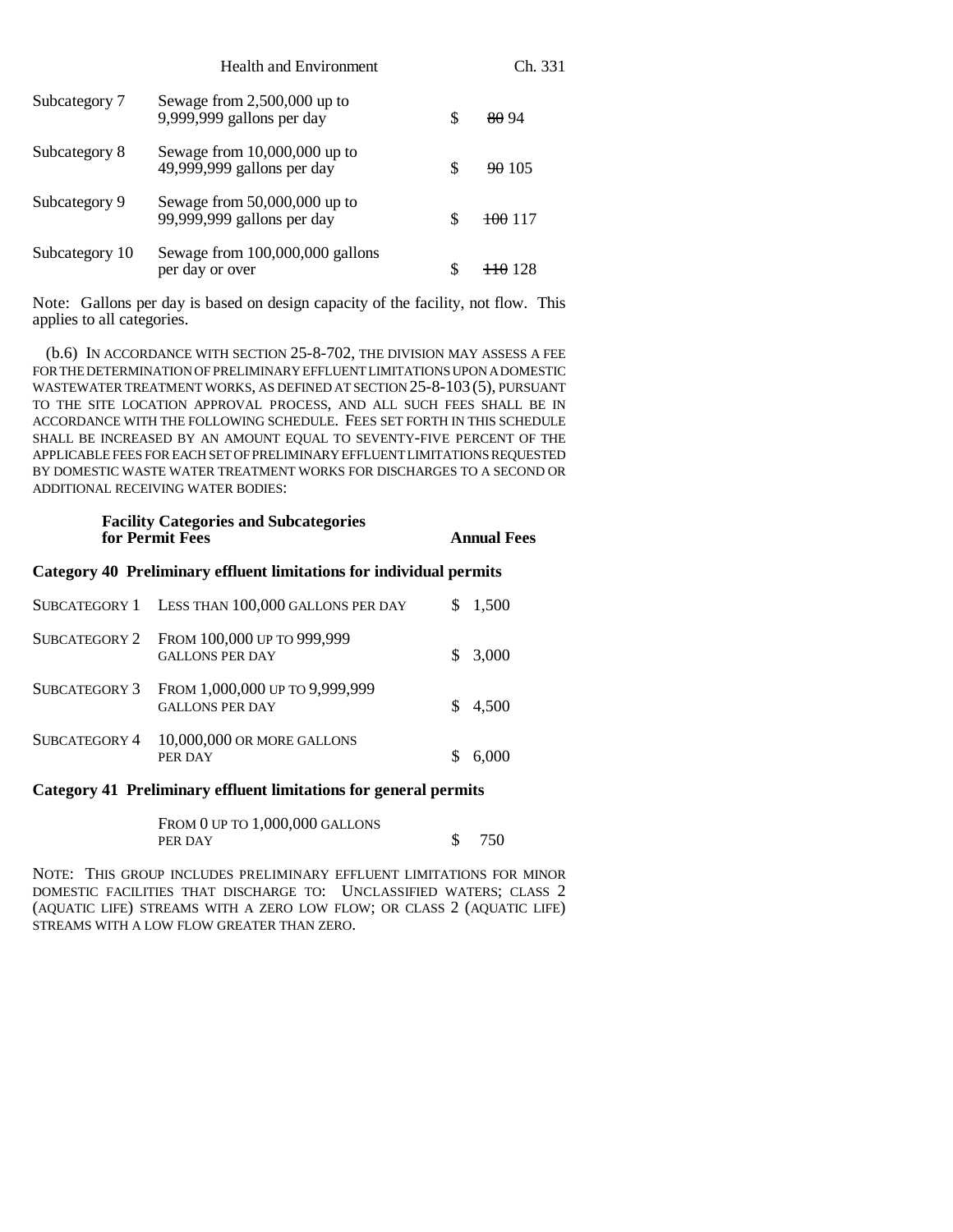| | | |
|---|---|---|
| Subcategory 7 | Sewage from 2,500,000 up to 9,999,999 gallons per day | $ ~~80~~ 94 |
| Subcategory 8 | Sewage from 10,000,000 up to 49,999,999 gallons per day | $ ~~90~~ 105 |
| Subcategory 9 | Sewage from 50,000,000 up to 99,999,999 gallons per day | $ ~~100~~ 117 |
| Subcategory 10 | Sewage from 100,000,000 gallons per day or over | $ ~~110~~ 128 |

Note: Gallons per day is based on design capacity of the facility, not flow. This applies to all categories.

(b.6) IN ACCORDANCE WITH SECTION 25-8-702, THE DIVISION MAY ASSESS A FEE FOR THE DETERMINATION OF PRELIMINARY EFFLUENT LIMITATIONS UPON A DOMESTIC WASTEWATER TREATMENT WORKS, AS DEFINED AT SECTION 25-8-103 (5), PURSUANT TO THE SITE LOCATION APPROVAL PROCESS, AND ALL SUCH FEES SHALL BE IN ACCORDANCE WITH THE FOLLOWING SCHEDULE. FEES SET FORTH IN THIS SCHEDULE SHALL BE INCREASED BY AN AMOUNT EQUAL TO SEVENTY-FIVE PERCENT OF THE APPLICABLE FEES FOR EACH SET OF PRELIMINARY EFFLUENT LIMITATIONS REQUESTED BY DOMESTIC WASTE WATER TREATMENT WORKS FOR DISCHARGES TO A SECOND OR ADDITIONAL RECEIVING WATER BODIES:

| **Facility Categories and Subcategories for Permit Fees** | | **Annual Fees** |
|---|---|---|
| **Category 40 Preliminary effluent limitations for individual permits** | | |
| SUBCATEGORY 1 | LESS THAN 100,000 GALLONS PER DAY | $ 1,500 |
| SUBCATEGORY 2 | FROM 100,000 UP TO 999,999 GALLONS PER DAY | $ 3,000 |
| SUBCATEGORY 3 | FROM 1,000,000 UP TO 9,999,999 GALLONS PER DAY | $ 4,500 |
| SUBCATEGORY 4 | 10,000,000 OR MORE GALLONS PER DAY | $ 6,000 |
| **Category 41 Preliminary effluent limitations for general permits** | | |
| | FROM 0 UP TO 1,000,000 GALLONS PER DAY | $ 750 |

NOTE: THIS GROUP INCLUDES PRELIMINARY EFFLUENT LIMITATIONS FOR MINOR DOMESTIC FACILITIES THAT DISCHARGE TO: UNCLASSIFIED WATERS; CLASS 2 (AQUATIC LIFE) STREAMS WITH A ZERO LOW FLOW; OR CLASS 2 (AQUATIC LIFE) STREAMS WITH A LOW FLOW GREATER THAN ZERO.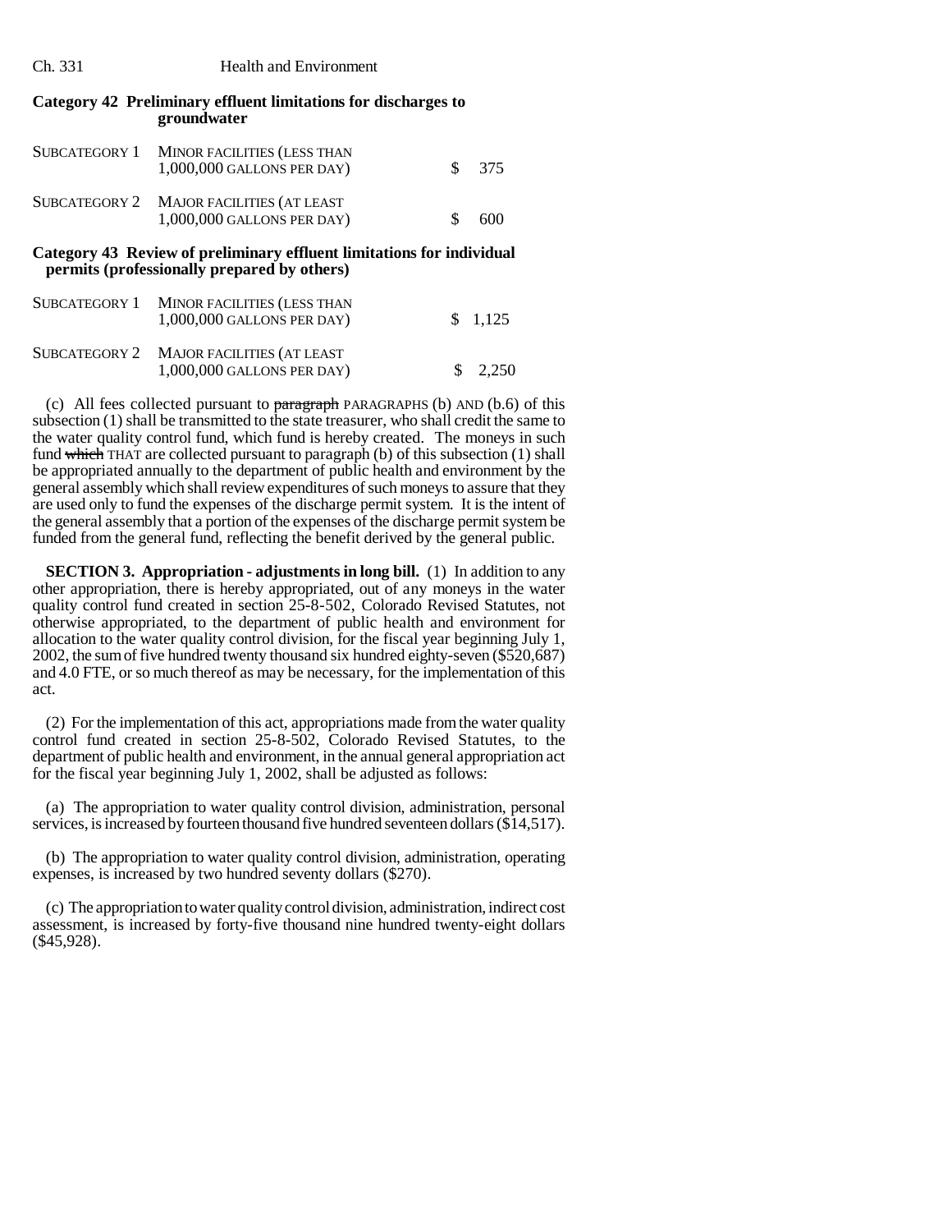**Category 42 Preliminary effluent limitations for discharges to groundwater**

| | | |
|---|---|---|
| SUBCATEGORY 1 | MINOR FACILITIES (LESS THAN 1,000,000 GALLONS PER DAY) | $ 375 |
| SUBCATEGORY 2 | MAJOR FACILITIES (AT LEAST 1,000,000 GALLONS PER DAY) | $ 600 |

**Category 43 Review of preliminary effluent limitations for individual permits (professionally prepared by others)**

| | | |
|---|---|---|
| SUBCATEGORY 1 | MINOR FACILITIES (LESS THAN 1,000,000 GALLONS PER DAY) | $ 1,125 |
| SUBCATEGORY 2 | MAJOR FACILITIES (AT LEAST 1,000,000 GALLONS PER DAY) | $ 2,250 |

(c) All fees collected pursuant to ~~paragraph~~ PARAGRAPHS (b) AND (b.6) of this subsection (1) shall be transmitted to the state treasurer, who shall credit the same to the water quality control fund, which fund is hereby created. The moneys in such fund ~~which~~ THAT are collected pursuant to paragraph (b) of this subsection (1) shall be appropriated annually to the department of public health and environment by the general assembly which shall review expenditures of such moneys to assure that they are used only to fund the expenses of the discharge permit system. It is the intent of the general assembly that a portion of the expenses of the discharge permit system be funded from the general fund, reflecting the benefit derived by the general public.

**SECTION 3. Appropriation - adjustments in long bill.** (1) In addition to any other appropriation, there is hereby appropriated, out of any moneys in the water quality control fund created in section 25-8-502, Colorado Revised Statutes, not otherwise appropriated, to the department of public health and environment for allocation to the water quality control division, for the fiscal year beginning July 1, 2002, the sum of five hundred twenty thousand six hundred eighty-seven ($520,687) and 4.0 FTE, or so much thereof as may be necessary, for the implementation of this act.

(2) For the implementation of this act, appropriations made from the water quality control fund created in section 25-8-502, Colorado Revised Statutes, to the department of public health and environment, in the annual general appropriation act for the fiscal year beginning July 1, 2002, shall be adjusted as follows:

(a) The appropriation to water quality control division, administration, personal services, is increased by fourteen thousand five hundred seventeen dollars ($14,517).

(b) The appropriation to water quality control division, administration, operating expenses, is increased by two hundred seventy dollars ($270).

(c) The appropriation to water quality control division, administration, indirect cost assessment, is increased by forty-five thousand nine hundred twenty-eight dollars ($45,928).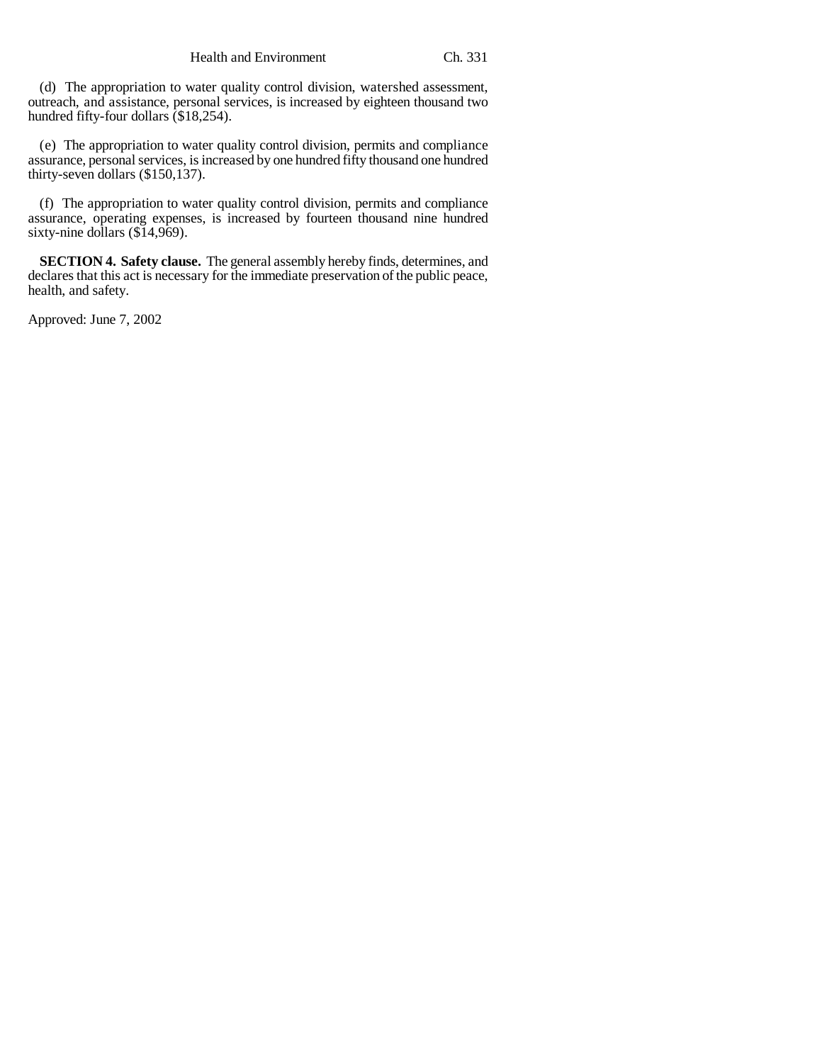(d) The appropriation to water quality control division, watershed assessment, outreach, and assistance, personal services, is increased by eighteen thousand two hundred fifty-four dollars ($18,254).

(e) The appropriation to water quality control division, permits and compliance assurance, personal services, is increased by one hundred fifty thousand one hundred thirty-seven dollars ($150,137).

(f) The appropriation to water quality control division, permits and compliance assurance, operating expenses, is increased by fourteen thousand nine hundred sixty-nine dollars ($14,969).

**SECTION 4. Safety clause.** The general assembly hereby finds, determines, and declares that this act is necessary for the immediate preservation of the public peace, health, and safety.

Approved: June 7, 2002